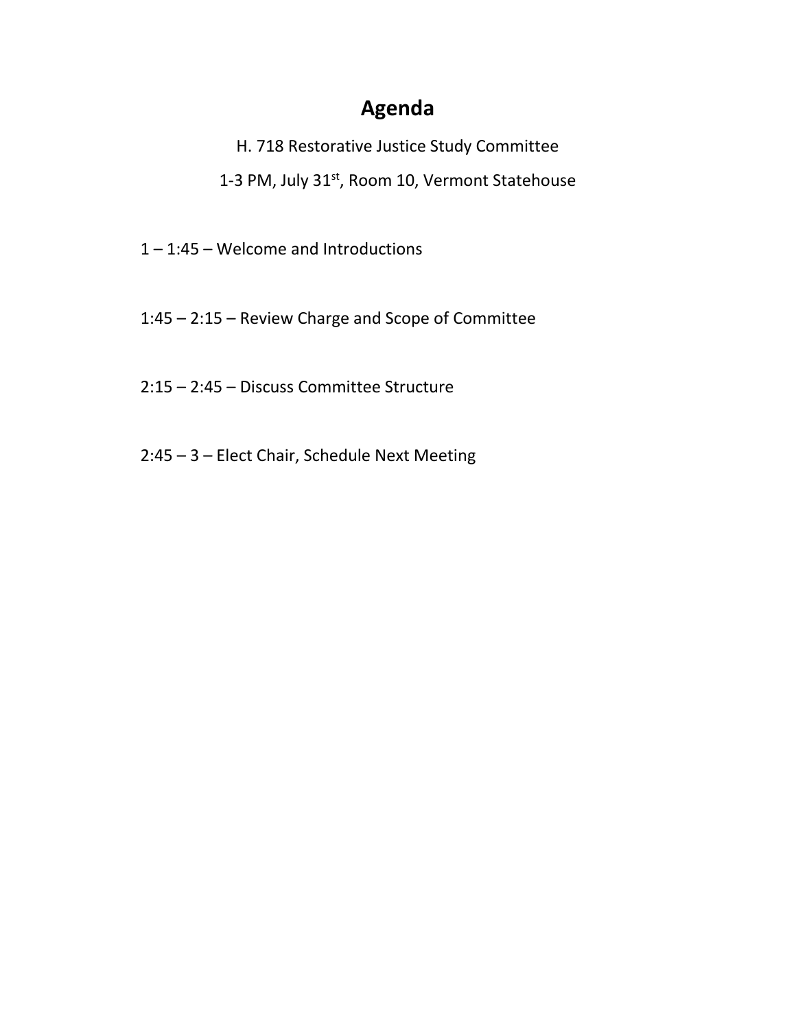# Agenda

H. 718 Restorative Justice Study Committee

1-3 PM, July 31st, Room 10, Vermont Statehouse

1 – 1:45 – Welcome and Introductions

1:45 – 2:15 – Review Charge and Scope of Committee

2:15 – 2:45 – Discuss Committee Structure

2:45 – 3 – Elect Chair, Schedule Next Meeting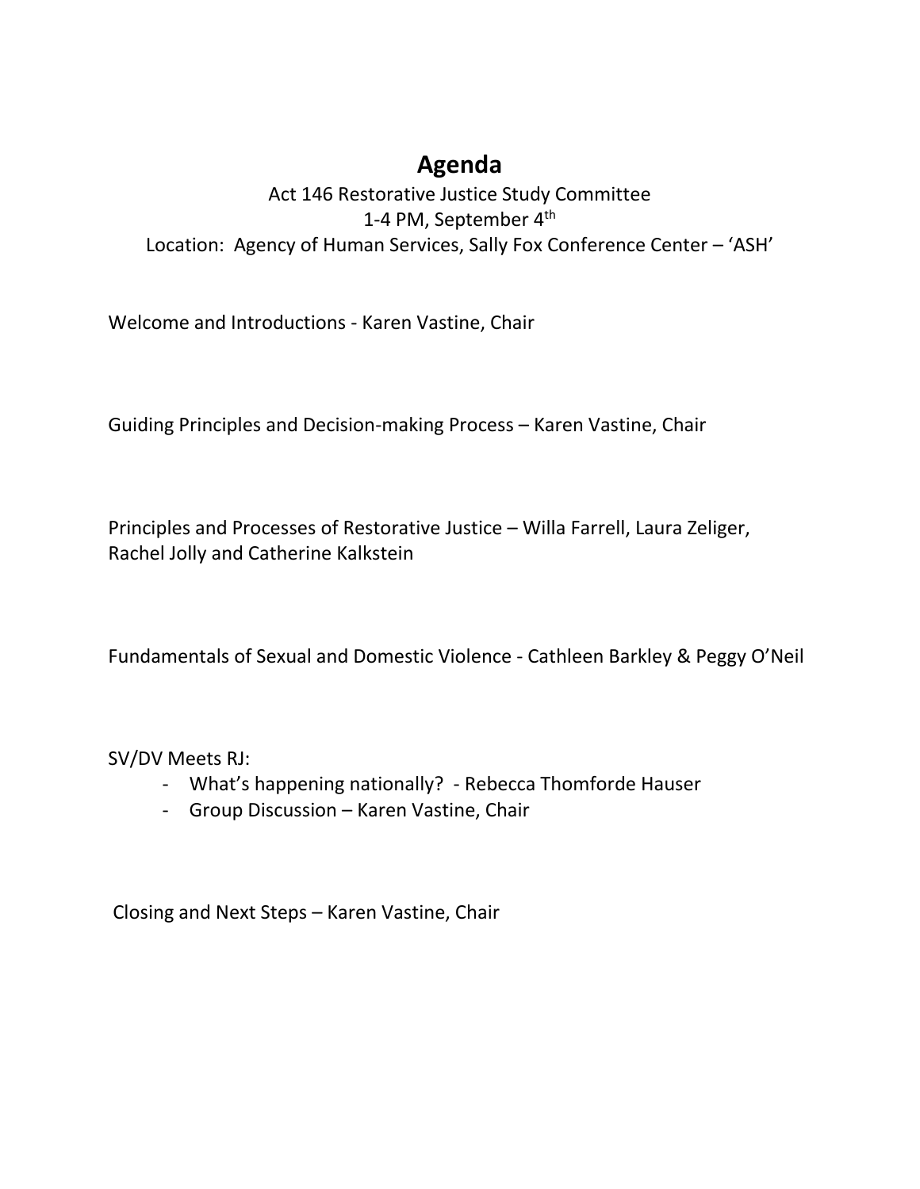# Agenda

Act 146 Restorative Justice Study Committee
1-4 PM, September 4th
Location: Agency of Human Services, Sally Fox Conference Center – 'ASH'

Welcome and Introductions - Karen Vastine, Chair

Guiding Principles and Decision-making Process – Karen Vastine, Chair

Principles and Processes of Restorative Justice – Willa Farrell, Laura Zeliger, Rachel Jolly and Catherine Kalkstein

Fundamentals of Sexual and Domestic Violence - Cathleen Barkley & Peggy O'Neil

SV/DV Meets RJ:

- What's happening nationally? - Rebecca Thomforde Hauser
- Group Discussion – Karen Vastine, Chair

Closing and Next Steps – Karen Vastine, Chair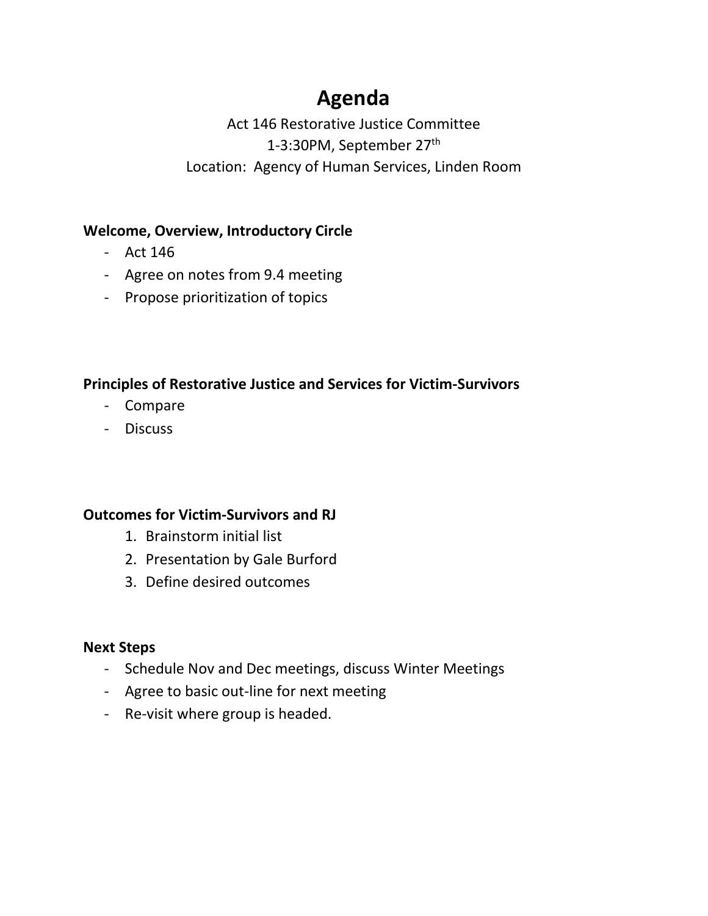# Agenda

Act 146 Restorative Justice Committee
1-3:30PM, September 27th
Location: Agency of Human Services, Linden Room

**Welcome, Overview, Introductory Circle**

- Act 146
- Agree on notes from 9.4 meeting
- Propose prioritization of topics

**Principles of Restorative Justice and Services for Victim-Survivors**

- Compare
- Discuss

**Outcomes for Victim-Survivors and RJ**

1. Brainstorm initial list
2. Presentation by Gale Burford
3. Define desired outcomes

**Next Steps**

- Schedule Nov and Dec meetings, discuss Winter Meetings
- Agree to basic out-line for next meeting
- Re-visit where group is headed.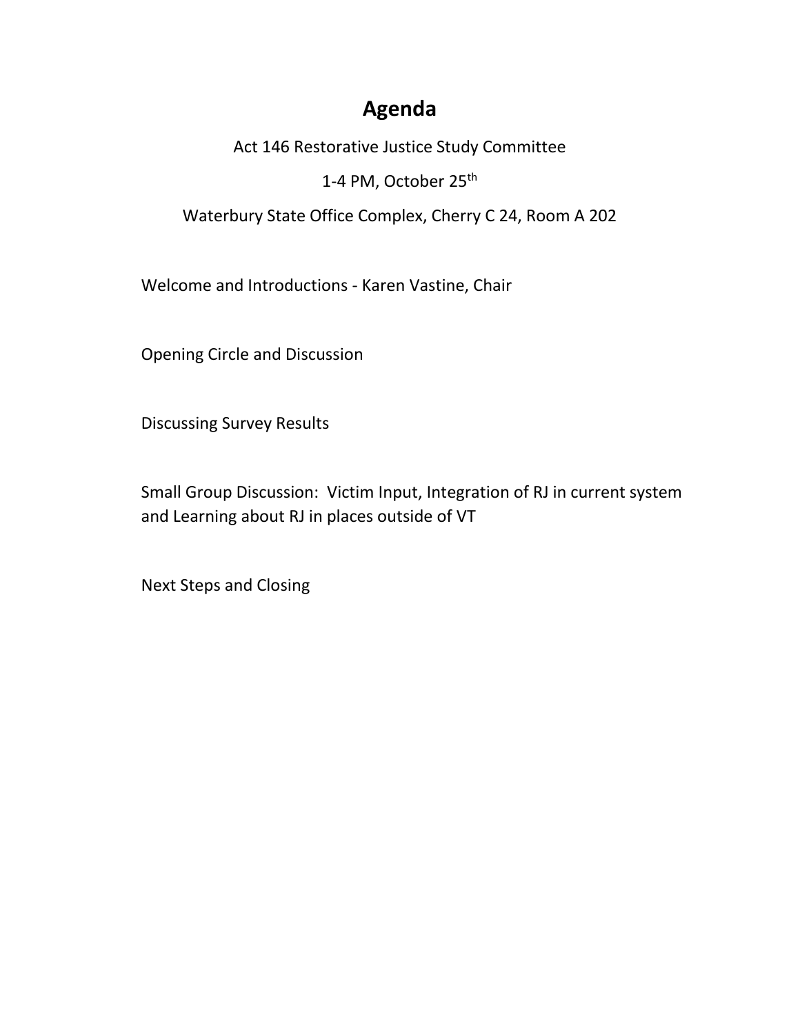# Agenda

Act 146 Restorative Justice Study Committee

1-4 PM, October 25th

Waterbury State Office Complex, Cherry C 24, Room A 202

Welcome and Introductions - Karen Vastine, Chair

Opening Circle and Discussion

Discussing Survey Results

Small Group Discussion: Victim Input, Integration of RJ in current system and Learning about RJ in places outside of VT

Next Steps and Closing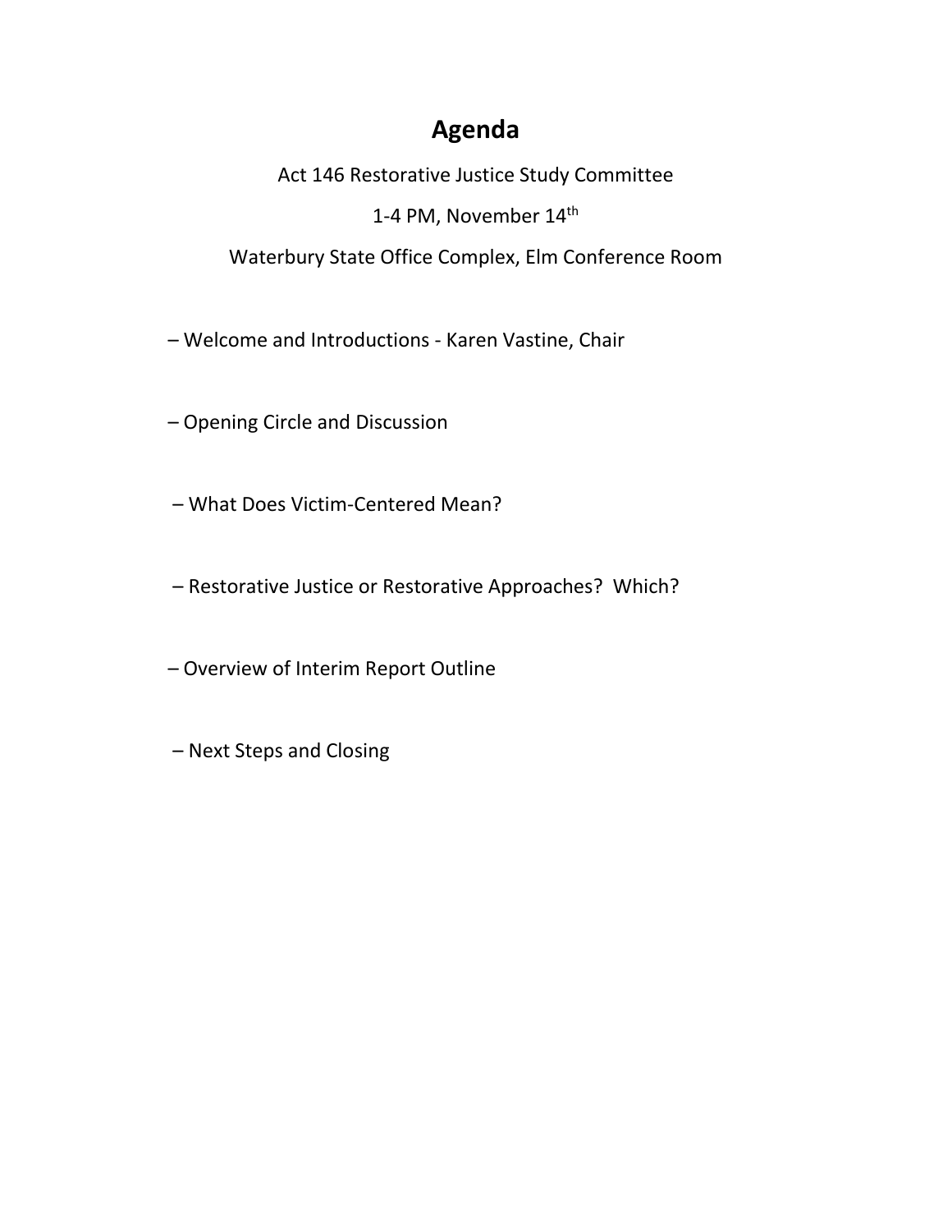# Agenda

Act 146 Restorative Justice Study Committee

1-4 PM, November 14th

Waterbury State Office Complex, Elm Conference Room

– Welcome and Introductions - Karen Vastine, Chair

– Opening Circle and Discussion

– What Does Victim-Centered Mean?

– Restorative Justice or Restorative Approaches? Which?

– Overview of Interim Report Outline

– Next Steps and Closing